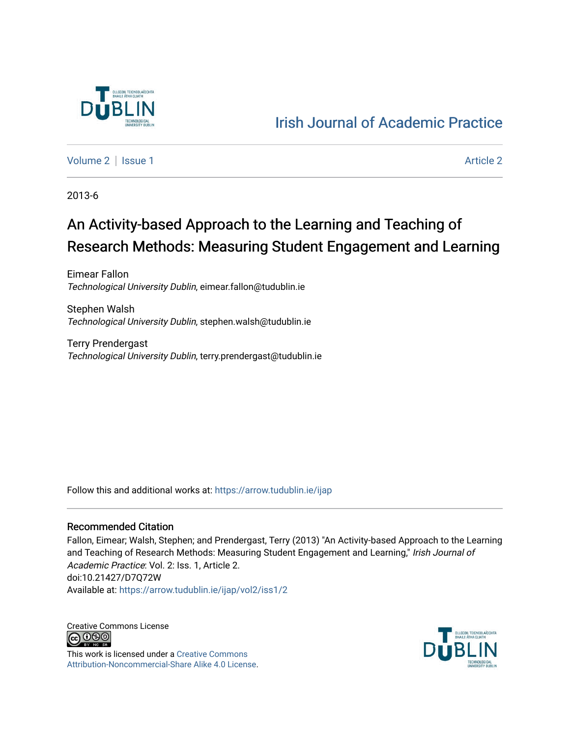Irish Journal of Academic Practice

Volume 2 | Issue 1 | Article 2

2013-6

# An Activity-based Approach to the Learning and Teaching of Research Methods: Measuring Student Engagement and Learning

Eimear Fallon
*Technological University Dublin*, eimear.fallon@tudublin.ie

Stephen Walsh
*Technological University Dublin*, stephen.walsh@tudublin.ie

Terry Prendergast
*Technological University Dublin*, terry.prendergast@tudublin.ie

Follow this and additional works at: https://arrow.tudublin.ie/ijap

## Recommended Citation

Fallon, Eimear; Walsh, Stephen; and Prendergast, Terry (2013) "An Activity-based Approach to the Learning and Teaching of Research Methods: Measuring Student Engagement and Learning," *Irish Journal of Academic Practice*: Vol. 2: Iss. 1, Article 2.
doi:10.21427/D7Q72W
Available at: https://arrow.tudublin.ie/ijap/vol2/iss1/2

Creative Commons License

This work is licensed under a Creative Commons Attribution-Noncommercial-Share Alike 4.0 License.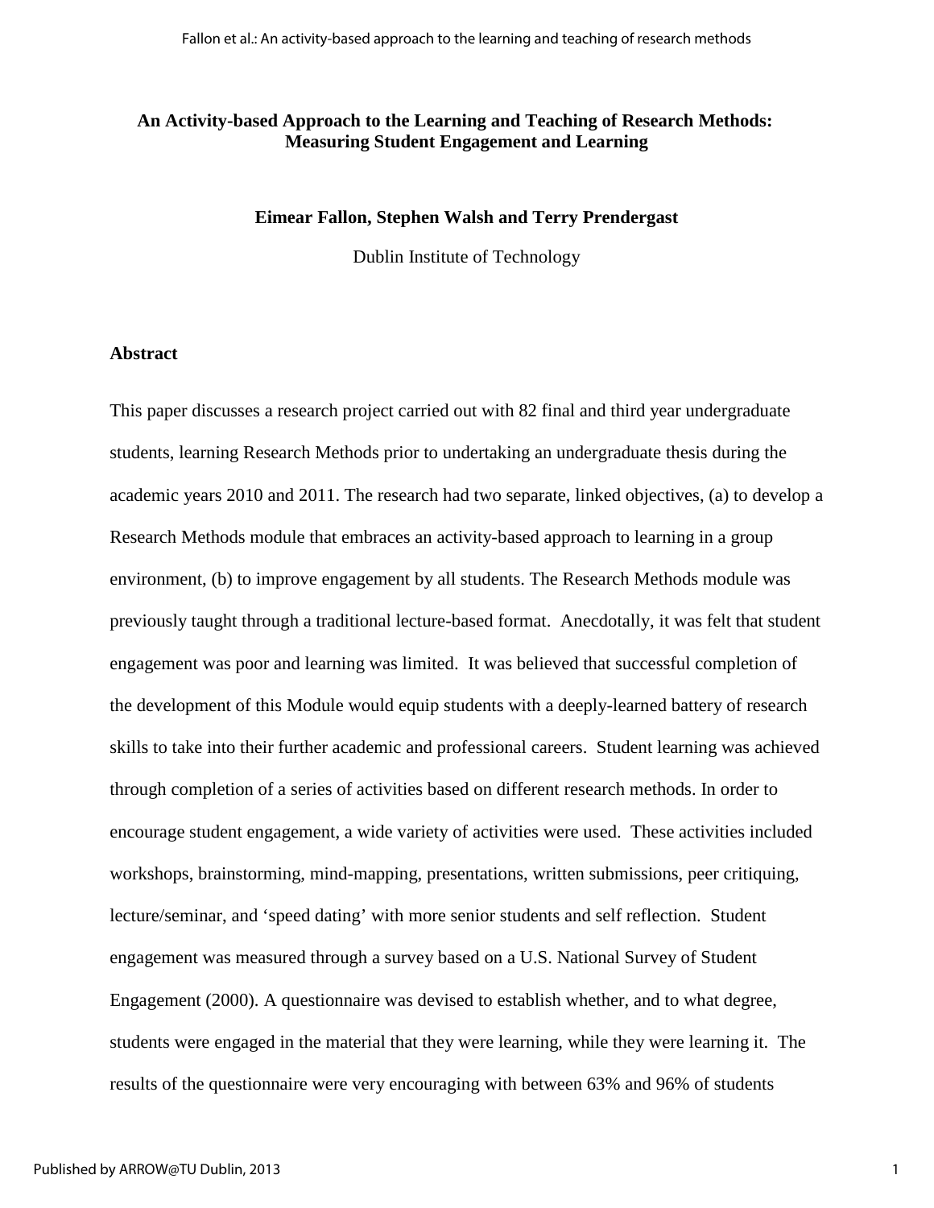# An Activity-based Approach to the Learning and Teaching of Research Methods: Measuring Student Engagement and Learning

**Eimear Fallon, Stephen Walsh and Terry Prendergast**

Dublin Institute of Technology

## Abstract

This paper discusses a research project carried out with 82 final and third year undergraduate students, learning Research Methods prior to undertaking an undergraduate thesis during the academic years 2010 and 2011. The research had two separate, linked objectives, (a) to develop a Research Methods module that embraces an activity-based approach to learning in a group environment, (b) to improve engagement by all students. The Research Methods module was previously taught through a traditional lecture-based format. Anecdotally, it was felt that student engagement was poor and learning was limited. It was believed that successful completion of the development of this Module would equip students with a deeply-learned battery of research skills to take into their further academic and professional careers. Student learning was achieved through completion of a series of activities based on different research methods. In order to encourage student engagement, a wide variety of activities were used. These activities included workshops, brainstorming, mind-mapping, presentations, written submissions, peer critiquing, lecture/seminar, and 'speed dating' with more senior students and self reflection. Student engagement was measured through a survey based on a U.S. National Survey of Student Engagement (2000). A questionnaire was devised to establish whether, and to what degree, students were engaged in the material that they were learning, while they were learning it. The results of the questionnaire were very encouraging with between 63% and 96% of students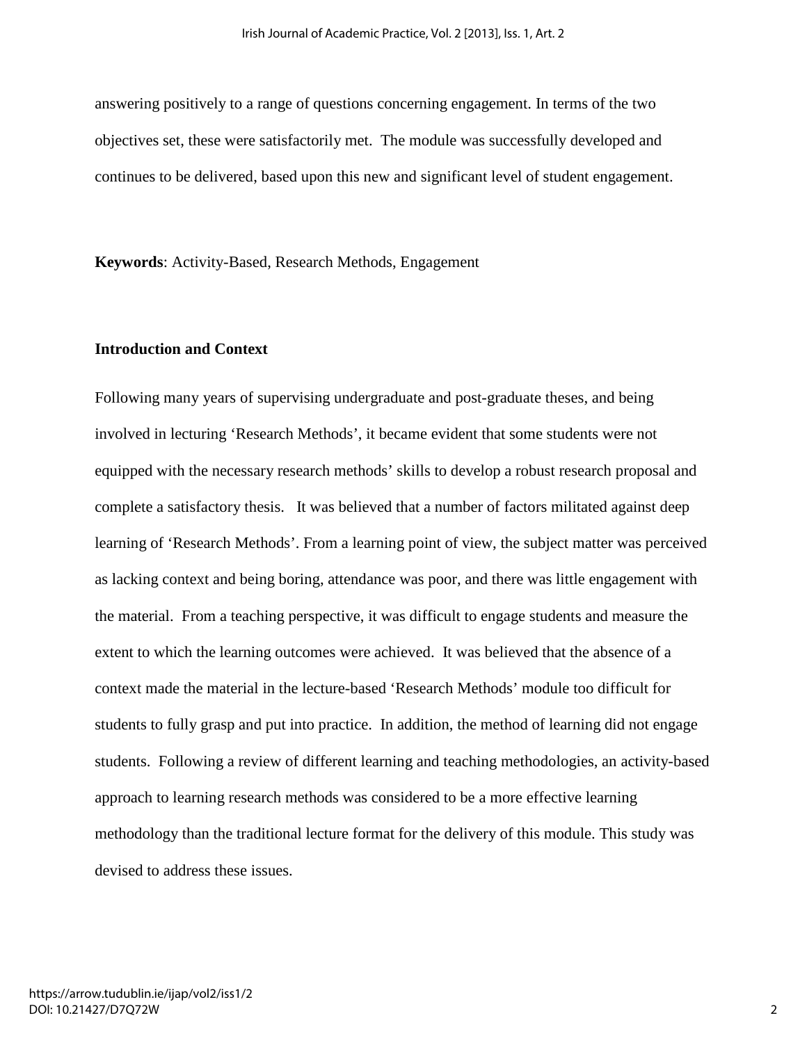answering positively to a range of questions concerning engagement. In terms of the two objectives set, these were satisfactorily met. The module was successfully developed and continues to be delivered, based upon this new and significant level of student engagement.

**Keywords**: Activity-Based, Research Methods, Engagement

## Introduction and Context

Following many years of supervising undergraduate and post-graduate theses, and being involved in lecturing 'Research Methods', it became evident that some students were not equipped with the necessary research methods' skills to develop a robust research proposal and complete a satisfactory thesis. It was believed that a number of factors militated against deep learning of 'Research Methods'. From a learning point of view, the subject matter was perceived as lacking context and being boring, attendance was poor, and there was little engagement with the material. From a teaching perspective, it was difficult to engage students and measure the extent to which the learning outcomes were achieved. It was believed that the absence of a context made the material in the lecture-based 'Research Methods' module too difficult for students to fully grasp and put into practice. In addition, the method of learning did not engage students. Following a review of different learning and teaching methodologies, an activity-based approach to learning research methods was considered to be a more effective learning methodology than the traditional lecture format for the delivery of this module. This study was devised to address these issues.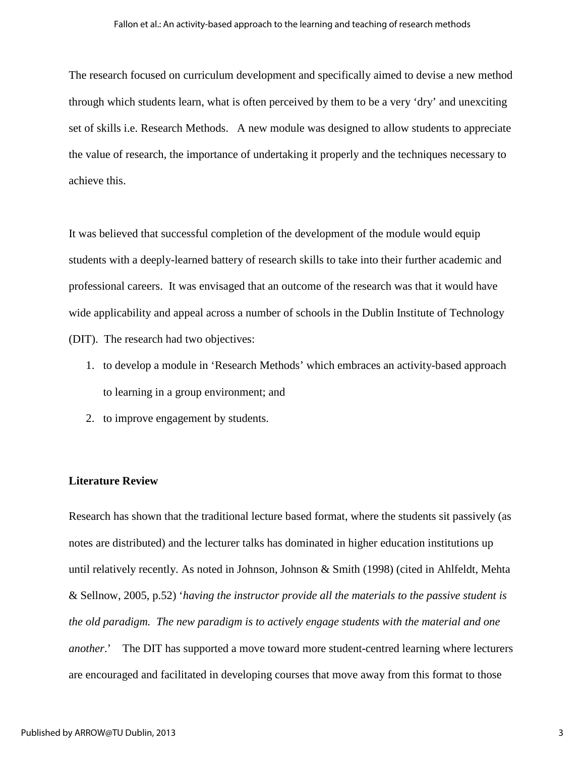The research focused on curriculum development and specifically aimed to devise a new method through which students learn, what is often perceived by them to be a very 'dry' and unexciting set of skills i.e. Research Methods. A new module was designed to allow students to appreciate the value of research, the importance of undertaking it properly and the techniques necessary to achieve this.

It was believed that successful completion of the development of the module would equip students with a deeply-learned battery of research skills to take into their further academic and professional careers. It was envisaged that an outcome of the research was that it would have wide applicability and appeal across a number of schools in the Dublin Institute of Technology (DIT). The research had two objectives:

1. to develop a module in 'Research Methods' which embraces an activity-based approach to learning in a group environment; and
2. to improve engagement by students.

## Literature Review

Research has shown that the traditional lecture based format, where the students sit passively (as notes are distributed) and the lecturer talks has dominated in higher education institutions up until relatively recently. As noted in Johnson, Johnson & Smith (1998) (cited in Ahlfeldt, Mehta & Sellnow, 2005, p.52) '*having the instructor provide all the materials to the passive student is the old paradigm. The new paradigm is to actively engage students with the material and one another*.' The DIT has supported a move toward more student-centred learning where lecturers are encouraged and facilitated in developing courses that move away from this format to those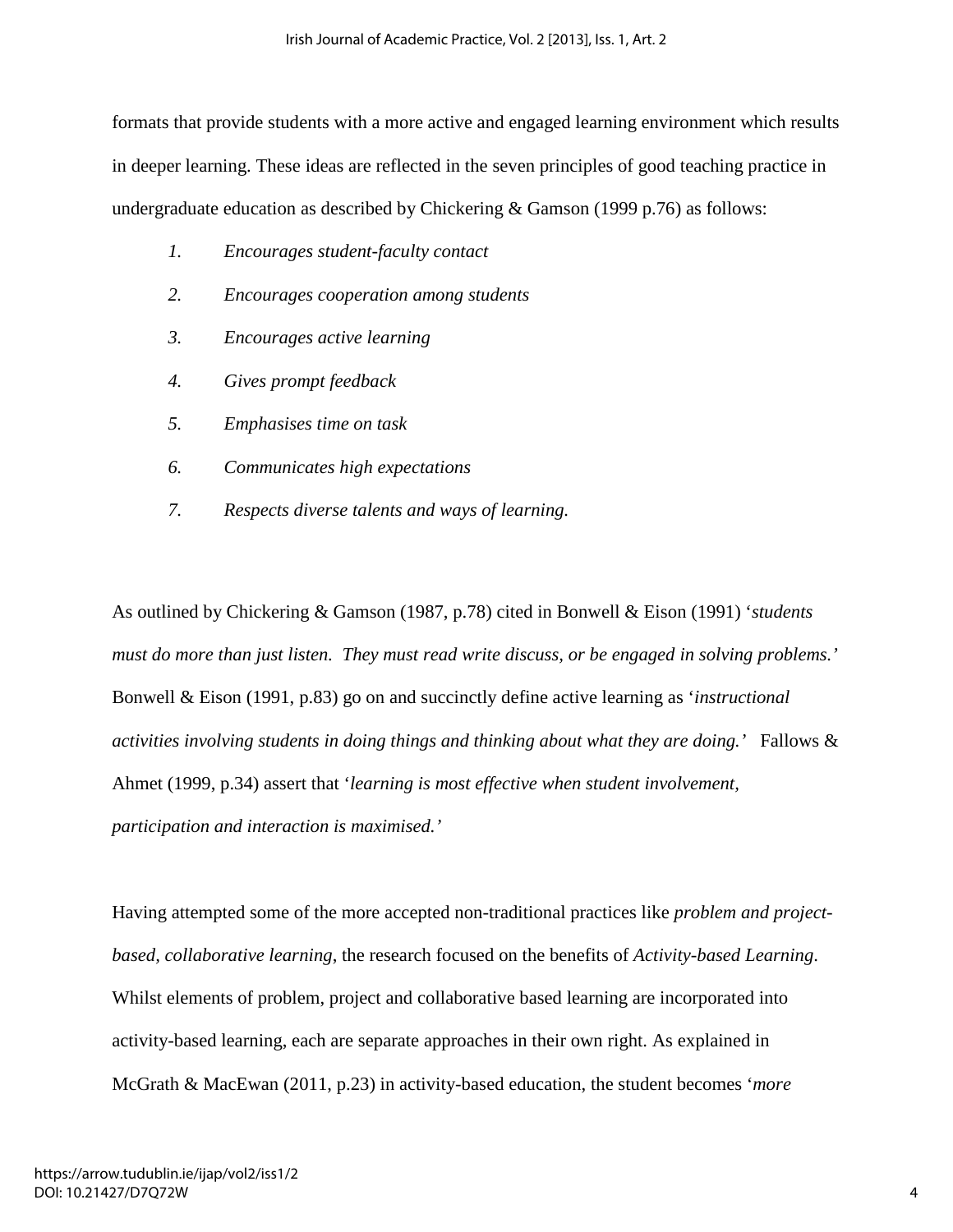formats that provide students with a more active and engaged learning environment which results in deeper learning. These ideas are reflected in the seven principles of good teaching practice in undergraduate education as described by Chickering & Gamson (1999 p.76) as follows:

1. *Encourages student-faculty contact*
2. *Encourages cooperation among students*
3. *Encourages active learning*
4. *Gives prompt feedback*
5. *Emphasises time on task*
6. *Communicates high expectations*
7. *Respects diverse talents and ways of learning.*

As outlined by Chickering & Gamson (1987, p.78) cited in Bonwell & Eison (1991) '*students must do more than just listen. They must read write discuss, or be engaged in solving problems.*' Bonwell & Eison (1991, p.83) go on and succinctly define active learning as '*instructional activities involving students in doing things and thinking about what they are doing.*' Fallows & Ahmet (1999, p.34) assert that '*learning is most effective when student involvement, participation and interaction is maximised.*'

Having attempted some of the more accepted non-traditional practices like *problem and project-based*, *collaborative learning*, the research focused on the benefits of *Activity-based Learning*. Whilst elements of problem, project and collaborative based learning are incorporated into activity-based learning, each are separate approaches in their own right. As explained in McGrath & MacEwan (2011, p.23) in activity-based education, the student becomes '*more*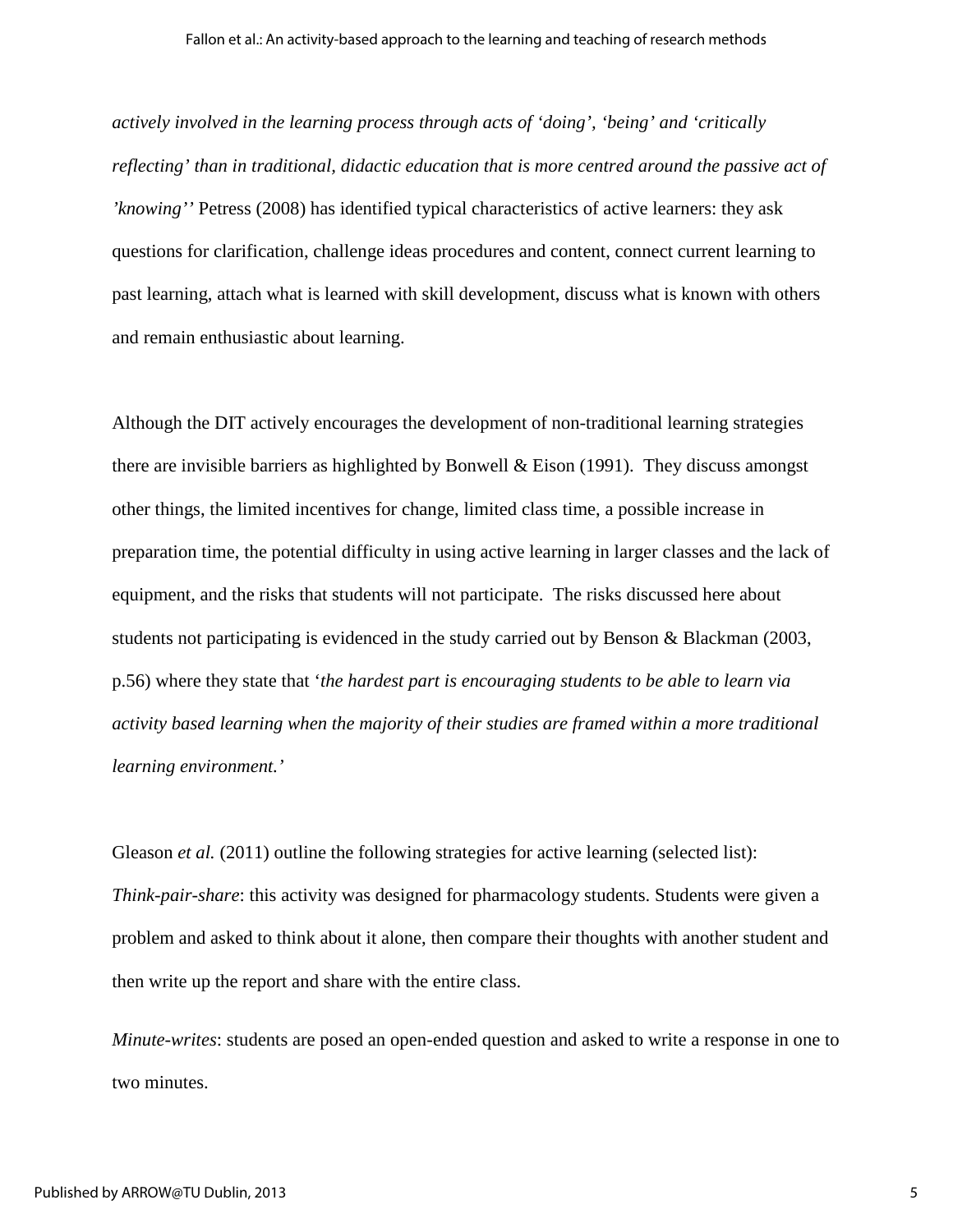*actively involved in the learning process through acts of 'doing', 'being' and 'critically reflecting' than in traditional, didactic education that is more centred around the passive act of 'knowing''* Petress (2008) has identified typical characteristics of active learners: they ask questions for clarification, challenge ideas procedures and content, connect current learning to past learning, attach what is learned with skill development, discuss what is known with others and remain enthusiastic about learning.

Although the DIT actively encourages the development of non-traditional learning strategies there are invisible barriers as highlighted by Bonwell & Eison (1991). They discuss amongst other things, the limited incentives for change, limited class time, a possible increase in preparation time, the potential difficulty in using active learning in larger classes and the lack of equipment, and the risks that students will not participate. The risks discussed here about students not participating is evidenced in the study carried out by Benson & Blackman (2003, p.56) where they state that '*the hardest part is encouraging students to be able to learn via activity based learning when the majority of their studies are framed within a more traditional learning environment.'*

Gleason *et al.* (2011) outline the following strategies for active learning (selected list):

*Think-pair-share*: this activity was designed for pharmacology students. Students were given a problem and asked to think about it alone, then compare their thoughts with another student and then write up the report and share with the entire class.

*Minute-writes*: students are posed an open-ended question and asked to write a response in one to two minutes.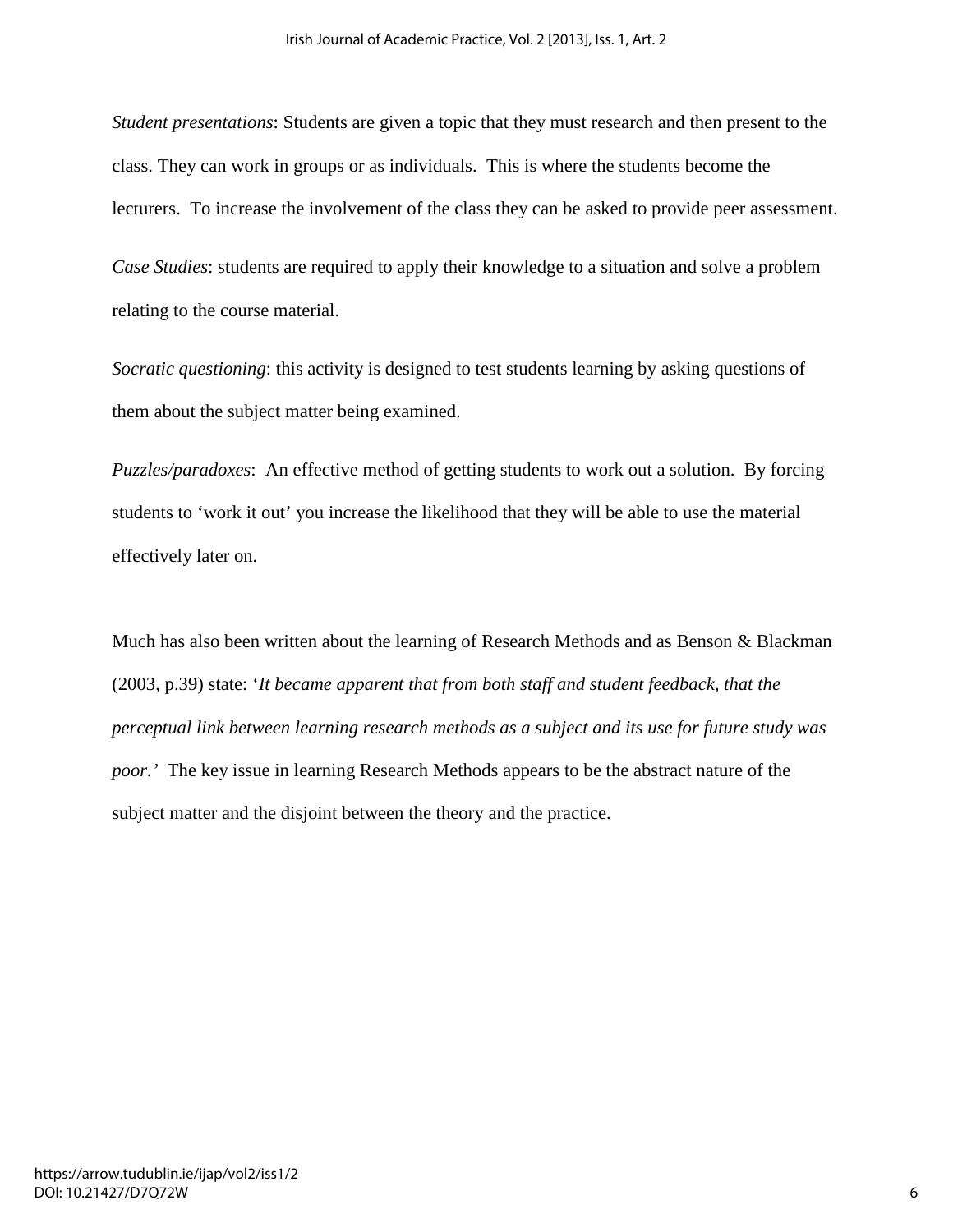*Student presentations*: Students are given a topic that they must research and then present to the class. They can work in groups or as individuals. This is where the students become the lecturers. To increase the involvement of the class they can be asked to provide peer assessment.

*Case Studies*: students are required to apply their knowledge to a situation and solve a problem relating to the course material.

*Socratic questioning*: this activity is designed to test students learning by asking questions of them about the subject matter being examined.

*Puzzles/paradoxes*: An effective method of getting students to work out a solution. By forcing students to 'work it out' you increase the likelihood that they will be able to use the material effectively later on.

Much has also been written about the learning of Research Methods and as Benson & Blackman (2003, p.39) state: '*It became apparent that from both staff and student feedback, that the perceptual link between learning research methods as a subject and its use for future study was poor.*' The key issue in learning Research Methods appears to be the abstract nature of the subject matter and the disjoint between the theory and the practice.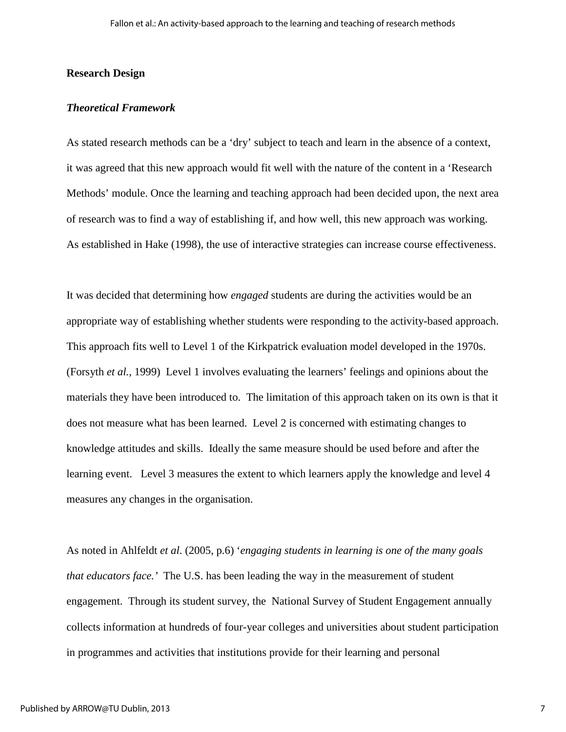## Research Design

### *Theoretical Framework*

As stated research methods can be a 'dry' subject to teach and learn in the absence of a context, it was agreed that this new approach would fit well with the nature of the content in a 'Research Methods' module. Once the learning and teaching approach had been decided upon, the next area of research was to find a way of establishing if, and how well, this new approach was working. As established in Hake (1998), the use of interactive strategies can increase course effectiveness.

It was decided that determining how *engaged* students are during the activities would be an appropriate way of establishing whether students were responding to the activity-based approach. This approach fits well to Level 1 of the Kirkpatrick evaluation model developed in the 1970s. (Forsyth *et al.*, 1999) Level 1 involves evaluating the learners' feelings and opinions about the materials they have been introduced to. The limitation of this approach taken on its own is that it does not measure what has been learned. Level 2 is concerned with estimating changes to knowledge attitudes and skills. Ideally the same measure should be used before and after the learning event. Level 3 measures the extent to which learners apply the knowledge and level 4 measures any changes in the organisation.

As noted in Ahlfeldt *et al*. (2005, p.6) '*engaging students in learning is one of the many goals that educators face.'* The U.S. has been leading the way in the measurement of student engagement. Through its student survey, the National Survey of Student Engagement annually collects information at hundreds of four-year colleges and universities about student participation in programmes and activities that institutions provide for their learning and personal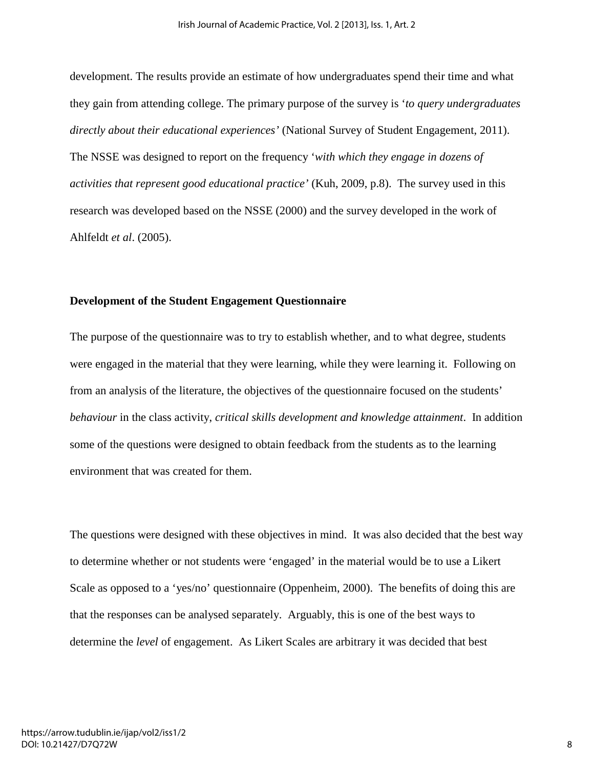development. The results provide an estimate of how undergraduates spend their time and what they gain from attending college. The primary purpose of the survey is '*to query undergraduates directly about their educational experiences'* (National Survey of Student Engagement, 2011). The NSSE was designed to report on the frequency '*with which they engage in dozens of activities that represent good educational practice'* (Kuh, 2009, p.8). The survey used in this research was developed based on the NSSE (2000) and the survey developed in the work of Ahlfeldt *et al*. (2005).

**Development of the Student Engagement Questionnaire**

The purpose of the questionnaire was to try to establish whether, and to what degree, students were engaged in the material that they were learning, while they were learning it. Following on from an analysis of the literature, the objectives of the questionnaire focused on the students' *behaviour* in the class activity, *critical skills development and knowledge attainment*. In addition some of the questions were designed to obtain feedback from the students as to the learning environment that was created for them.

The questions were designed with these objectives in mind. It was also decided that the best way to determine whether or not students were 'engaged' in the material would be to use a Likert Scale as opposed to a 'yes/no' questionnaire (Oppenheim, 2000). The benefits of doing this are that the responses can be analysed separately. Arguably, this is one of the best ways to determine the *level* of engagement. As Likert Scales are arbitrary it was decided that best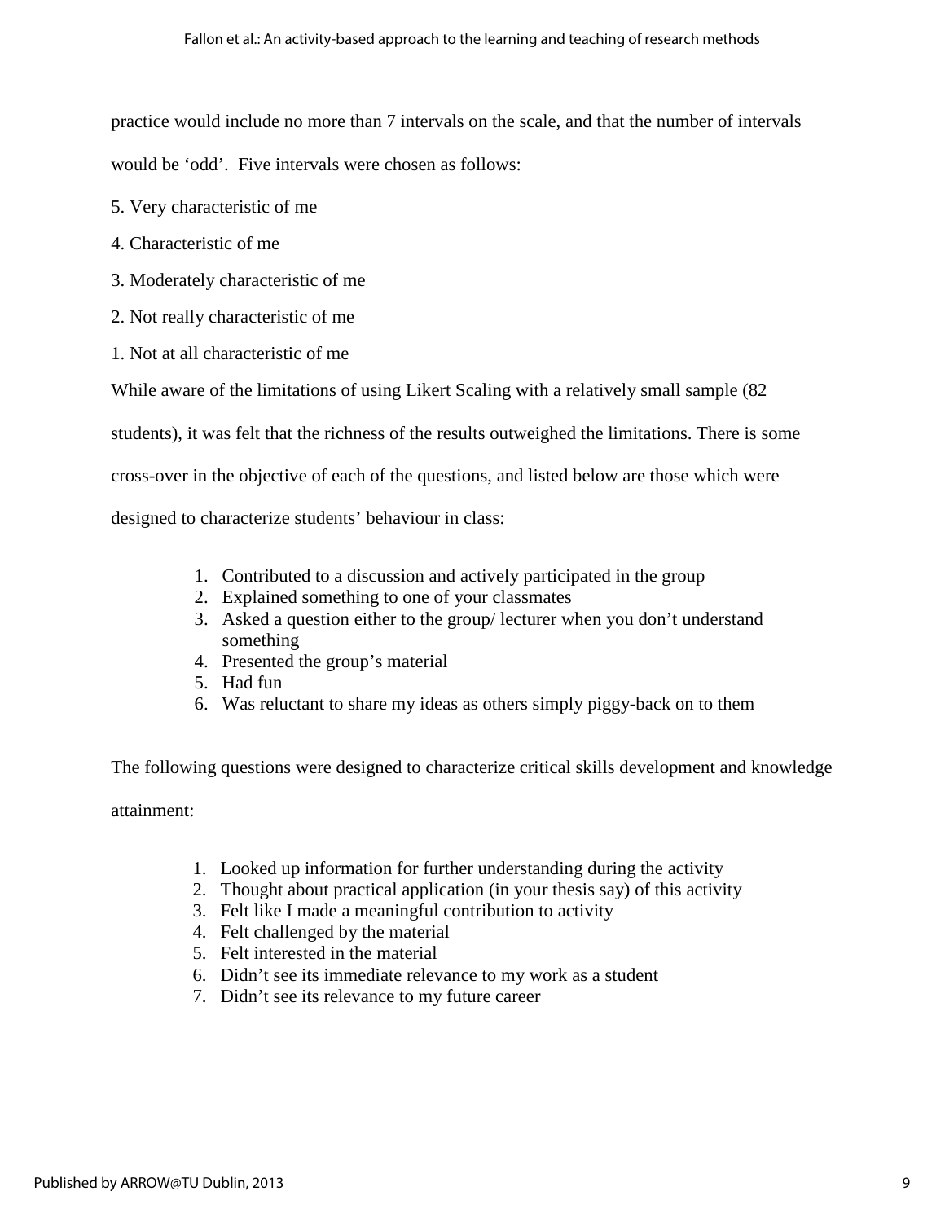practice would include no more than 7 intervals on the scale, and that the number of intervals would be 'odd'. Five intervals were chosen as follows:

5. Very characteristic of me

4. Characteristic of me

3. Moderately characteristic of me

2. Not really characteristic of me

1. Not at all characteristic of me

While aware of the limitations of using Likert Scaling with a relatively small sample (82 students), it was felt that the richness of the results outweighed the limitations. There is some cross-over in the objective of each of the questions, and listed below are those which were designed to characterize students' behaviour in class:

1. Contributed to a discussion and actively participated in the group
2. Explained something to one of your classmates
3. Asked a question either to the group/ lecturer when you don't understand something
4. Presented the group's material
5. Had fun
6. Was reluctant to share my ideas as others simply piggy-back on to them

The following questions were designed to characterize critical skills development and knowledge attainment:

1. Looked up information for further understanding during the activity
2. Thought about practical application (in your thesis say) of this activity
3. Felt like I made a meaningful contribution to activity
4. Felt challenged by the material
5. Felt interested in the material
6. Didn't see its immediate relevance to my work as a student
7. Didn't see its relevance to my future career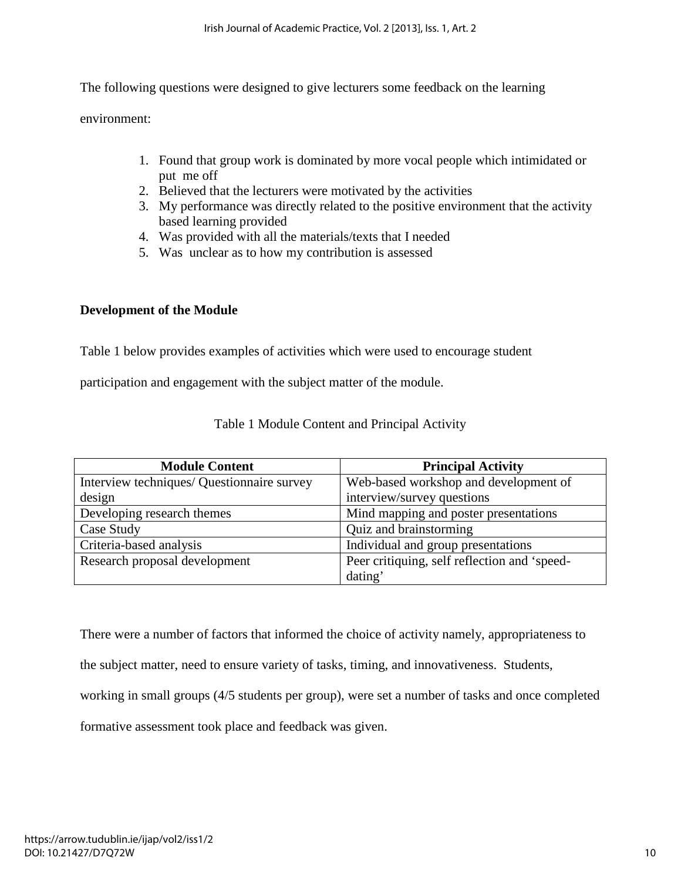The following questions were designed to give lecturers some feedback on the learning environment:

1. Found that group work is dominated by more vocal people which intimidated or put me off
2. Believed that the lecturers were motivated by the activities
3. My performance was directly related to the positive environment that the activity based learning provided
4. Was provided with all the materials/texts that I needed
5. Was unclear as to how my contribution is assessed

**Development of the Module**

Table 1 below provides examples of activities which were used to encourage student participation and engagement with the subject matter of the module.

Table 1 Module Content and Principal Activity

| Module Content | Principal Activity |
|---|---|
| Interview techniques/ Questionnaire survey design | Web-based workshop and development of interview/survey questions |
| Developing research themes | Mind mapping and poster presentations |
| Case Study | Quiz and brainstorming |
| Criteria-based analysis | Individual and group presentations |
| Research proposal development | Peer critiquing, self reflection and 'speed-dating' |

There were a number of factors that informed the choice of activity namely, appropriateness to the subject matter, need to ensure variety of tasks, timing, and innovativeness. Students, working in small groups (4/5 students per group), were set a number of tasks and once completed formative assessment took place and feedback was given.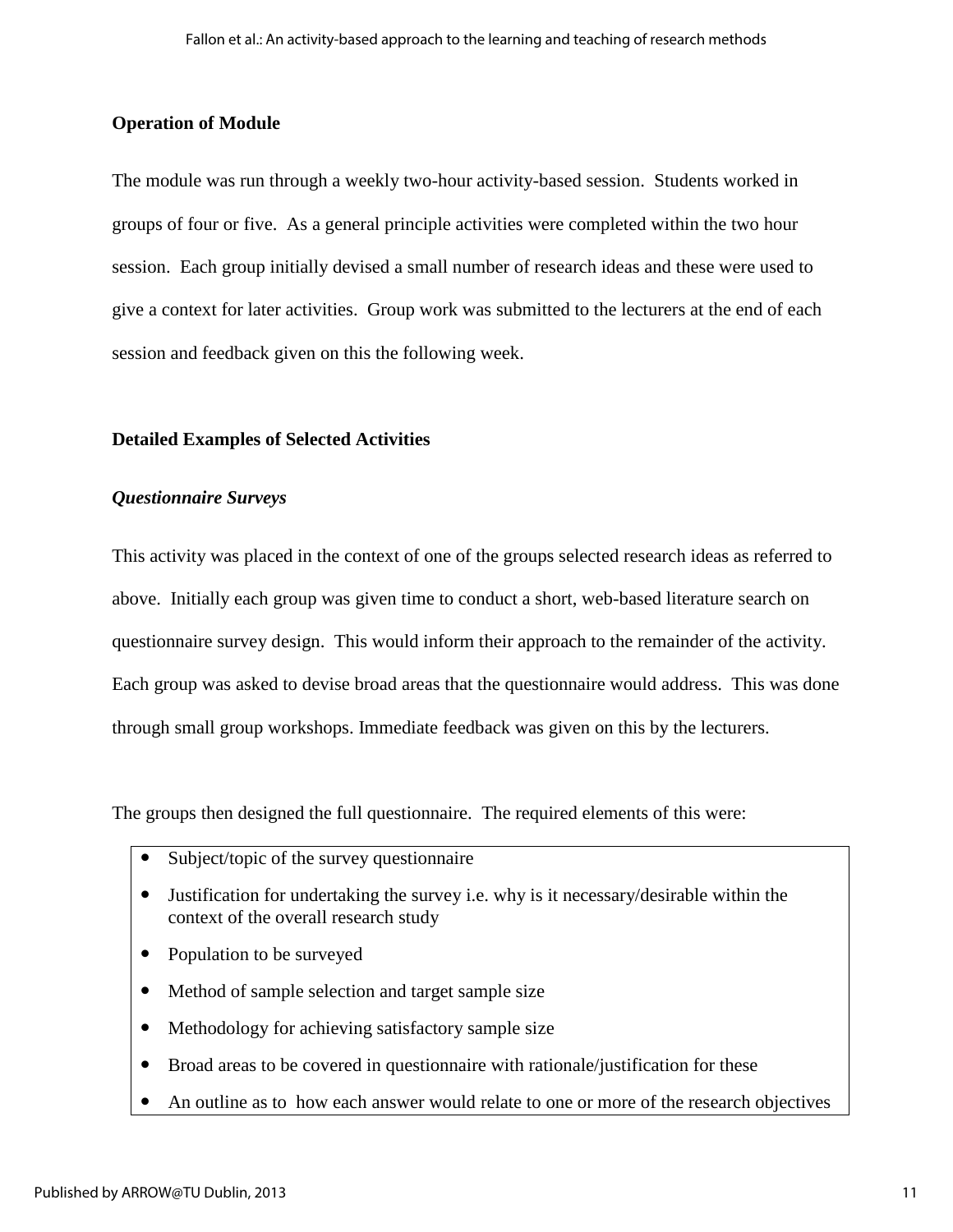**Operation of Module**

The module was run through a weekly two-hour activity-based session. Students worked in groups of four or five. As a general principle activities were completed within the two hour session. Each group initially devised a small number of research ideas and these were used to give a context for later activities. Group work was submitted to the lecturers at the end of each session and feedback given on this the following week.

**Detailed Examples of Selected Activities**

***Questionnaire Surveys***

This activity was placed in the context of one of the groups selected research ideas as referred to above. Initially each group was given time to conduct a short, web-based literature search on questionnaire survey design. This would inform their approach to the remainder of the activity. Each group was asked to devise broad areas that the questionnaire would address. This was done through small group workshops. Immediate feedback was given on this by the lecturers.

The groups then designed the full questionnaire. The required elements of this were:

- Subject/topic of the survey questionnaire
- Justification for undertaking the survey i.e. why is it necessary/desirable within the context of the overall research study
- Population to be surveyed
- Method of sample selection and target sample size
- Methodology for achieving satisfactory sample size
- Broad areas to be covered in questionnaire with rationale/justification for these
- An outline as to how each answer would relate to one or more of the research objectives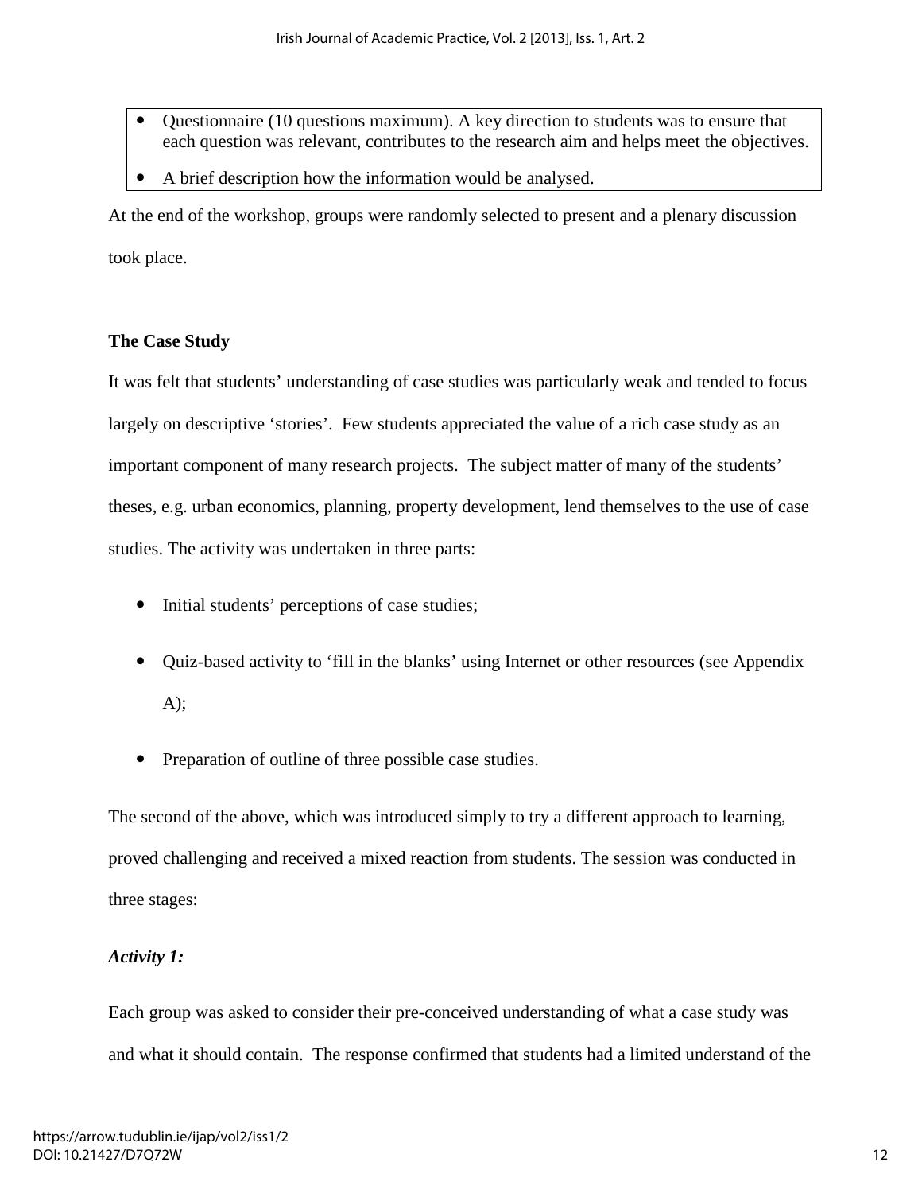- Questionnaire (10 questions maximum). A key direction to students was to ensure that each question was relevant, contributes to the research aim and helps meet the objectives.
- A brief description how the information would be analysed.

At the end of the workshop, groups were randomly selected to present and a plenary discussion took place.

**The Case Study**

It was felt that students' understanding of case studies was particularly weak and tended to focus largely on descriptive 'stories'. Few students appreciated the value of a rich case study as an important component of many research projects. The subject matter of many of the students' theses, e.g. urban economics, planning, property development, lend themselves to the use of case studies. The activity was undertaken in three parts:

- Initial students' perceptions of case studies;
- Quiz-based activity to 'fill in the blanks' using Internet or other resources (see Appendix A);
- Preparation of outline of three possible case studies.

The second of the above, which was introduced simply to try a different approach to learning, proved challenging and received a mixed reaction from students. The session was conducted in three stages:

***Activity 1:***

Each group was asked to consider their pre-conceived understanding of what a case study was and what it should contain. The response confirmed that students had a limited understand of the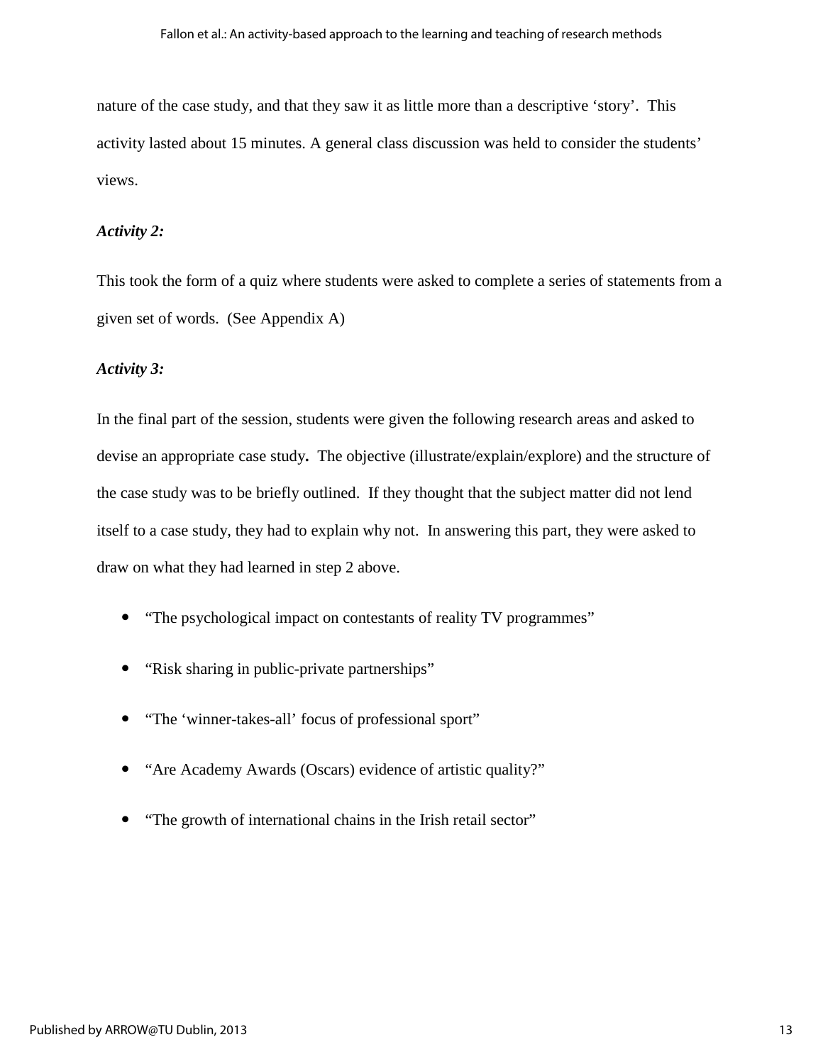nature of the case study, and that they saw it as little more than a descriptive 'story'. This activity lasted about 15 minutes. A general class discussion was held to consider the students' views.

***Activity 2:***

This took the form of a quiz where students were asked to complete a series of statements from a given set of words. (See Appendix A)

***Activity 3:***

In the final part of the session, students were given the following research areas and asked to devise an appropriate case study**.** The objective (illustrate/explain/explore) and the structure of the case study was to be briefly outlined. If they thought that the subject matter did not lend itself to a case study, they had to explain why not. In answering this part, they were asked to draw on what they had learned in step 2 above.

- "The psychological impact on contestants of reality TV programmes"
- "Risk sharing in public-private partnerships"
- "The 'winner-takes-all' focus of professional sport"
- "Are Academy Awards (Oscars) evidence of artistic quality?"
- "The growth of international chains in the Irish retail sector"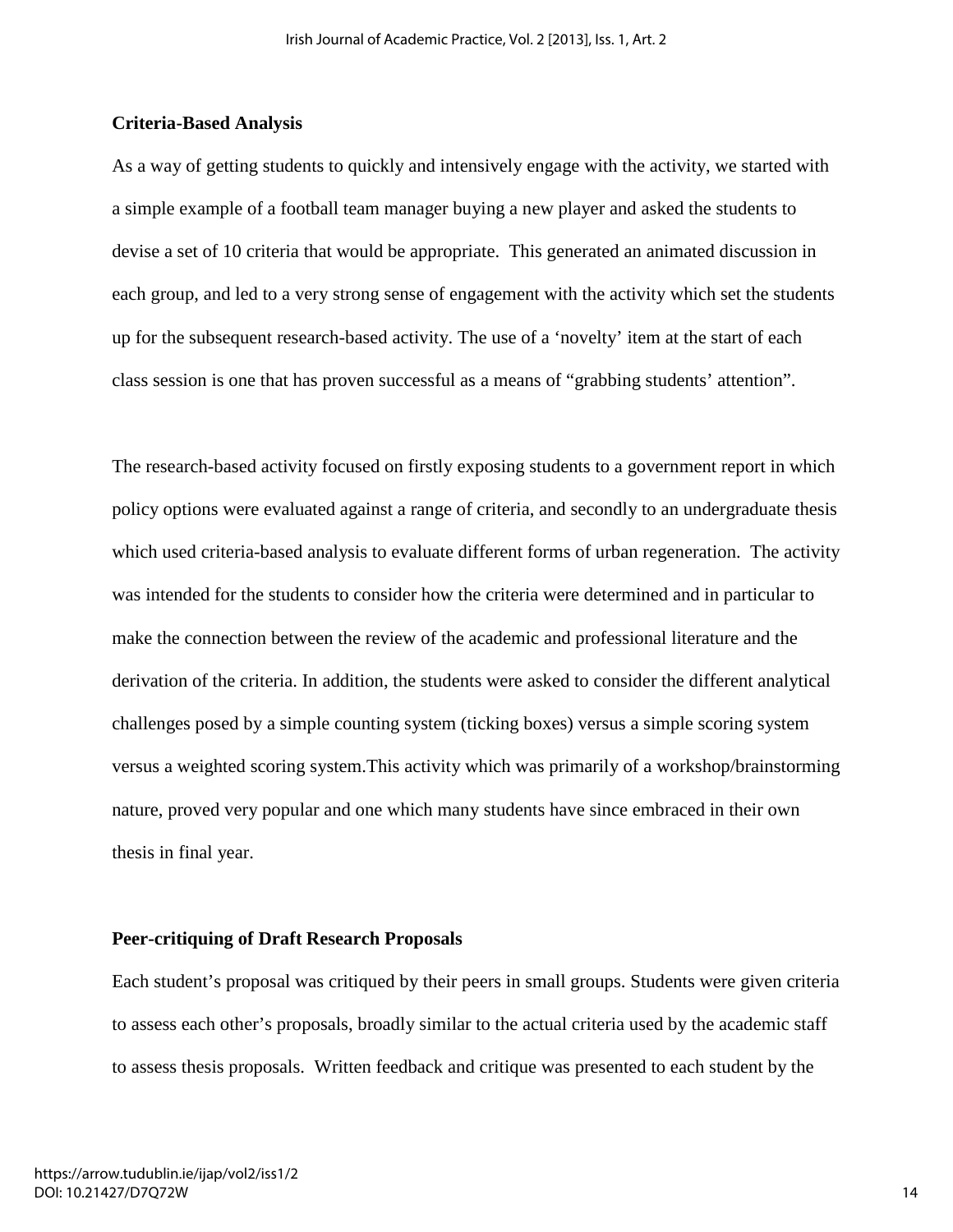**Criteria-Based Analysis**

As a way of getting students to quickly and intensively engage with the activity, we started with a simple example of a football team manager buying a new player and asked the students to devise a set of 10 criteria that would be appropriate. This generated an animated discussion in each group, and led to a very strong sense of engagement with the activity which set the students up for the subsequent research-based activity. The use of a 'novelty' item at the start of each class session is one that has proven successful as a means of "grabbing students' attention".

The research-based activity focused on firstly exposing students to a government report in which policy options were evaluated against a range of criteria, and secondly to an undergraduate thesis which used criteria-based analysis to evaluate different forms of urban regeneration. The activity was intended for the students to consider how the criteria were determined and in particular to make the connection between the review of the academic and professional literature and the derivation of the criteria. In addition, the students were asked to consider the different analytical challenges posed by a simple counting system (ticking boxes) versus a simple scoring system versus a weighted scoring system.This activity which was primarily of a workshop/brainstorming nature, proved very popular and one which many students have since embraced in their own thesis in final year.

**Peer-critiquing of Draft Research Proposals**

Each student's proposal was critiqued by their peers in small groups. Students were given criteria to assess each other's proposals, broadly similar to the actual criteria used by the academic staff to assess thesis proposals. Written feedback and critique was presented to each student by the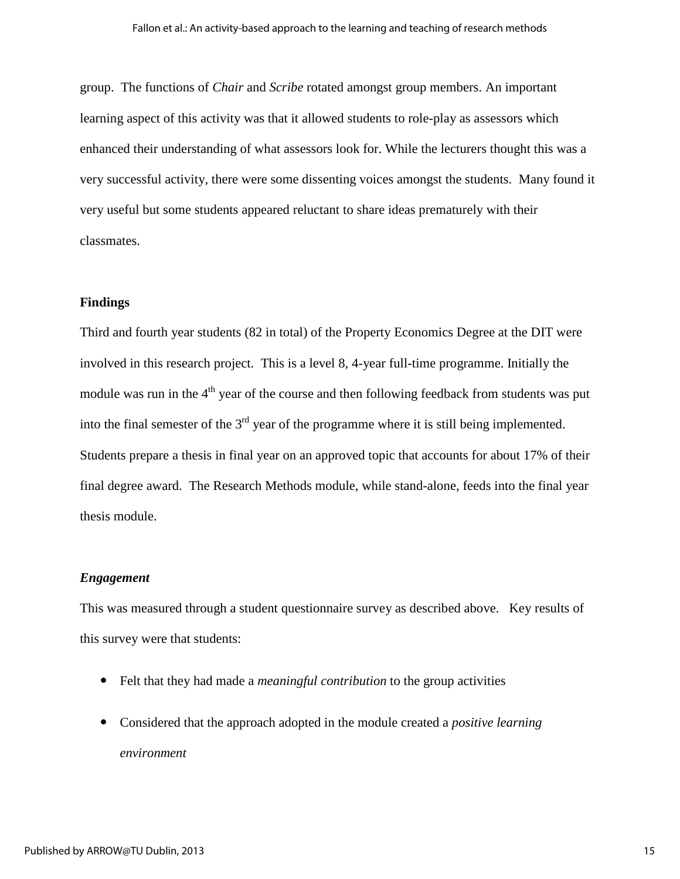group. The functions of *Chair* and *Scribe* rotated amongst group members. An important learning aspect of this activity was that it allowed students to role-play as assessors which enhanced their understanding of what assessors look for. While the lecturers thought this was a very successful activity, there were some dissenting voices amongst the students. Many found it very useful but some students appeared reluctant to share ideas prematurely with their classmates.

## Findings

Third and fourth year students (82 in total) of the Property Economics Degree at the DIT were involved in this research project. This is a level 8, 4-year full-time programme. Initially the module was run in the 4th year of the course and then following feedback from students was put into the final semester of the 3rd year of the programme where it is still being implemented. Students prepare a thesis in final year on an approved topic that accounts for about 17% of their final degree award. The Research Methods module, while stand-alone, feeds into the final year thesis module.

### *Engagement*

This was measured through a student questionnaire survey as described above. Key results of this survey were that students:

- Felt that they had made a *meaningful contribution* to the group activities
- Considered that the approach adopted in the module created a *positive learning environment*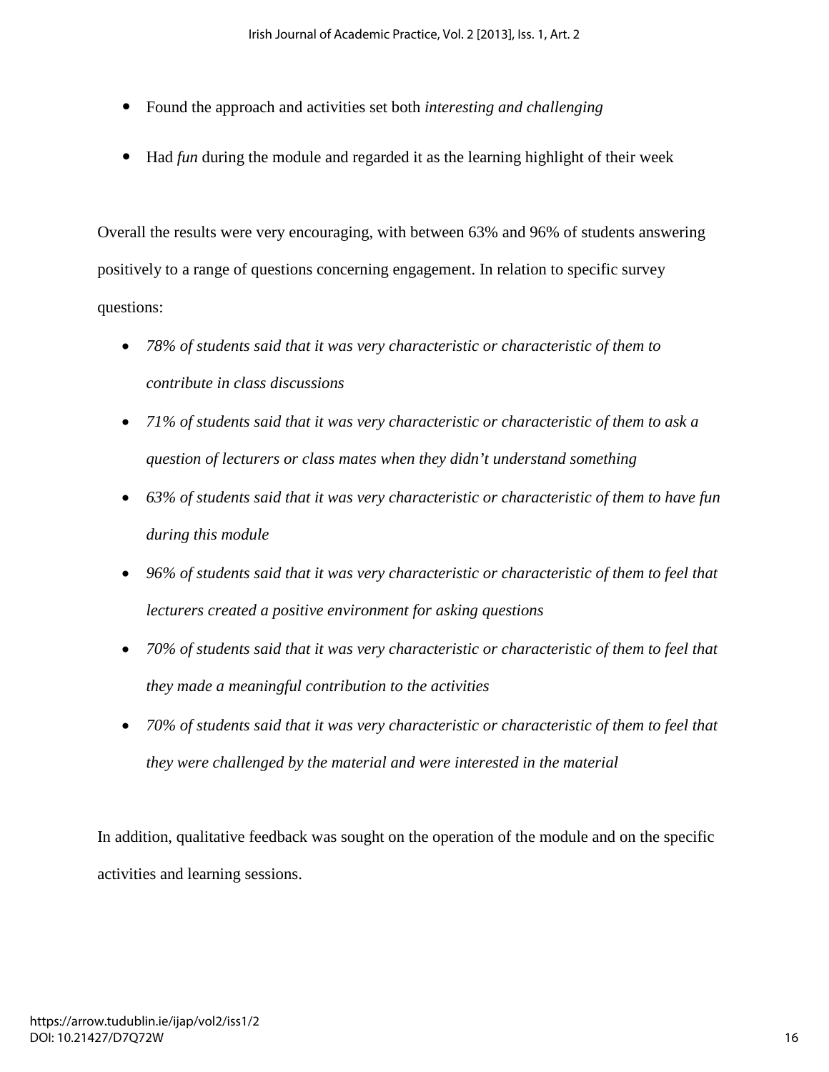- Found the approach and activities set both *interesting and challenging*
- Had *fun* during the module and regarded it as the learning highlight of their week

Overall the results were very encouraging, with between 63% and 96% of students answering positively to a range of questions concerning engagement. In relation to specific survey questions:

- *78% of students said that it was very characteristic or characteristic of them to contribute in class discussions*
- *71% of students said that it was very characteristic or characteristic of them to ask a question of lecturers or class mates when they didn't understand something*
- *63% of students said that it was very characteristic or characteristic of them to have fun during this module*
- *96% of students said that it was very characteristic or characteristic of them to feel that lecturers created a positive environment for asking questions*
- *70% of students said that it was very characteristic or characteristic of them to feel that they made a meaningful contribution to the activities*
- *70% of students said that it was very characteristic or characteristic of them to feel that they were challenged by the material and were interested in the material*

In addition, qualitative feedback was sought on the operation of the module and on the specific activities and learning sessions.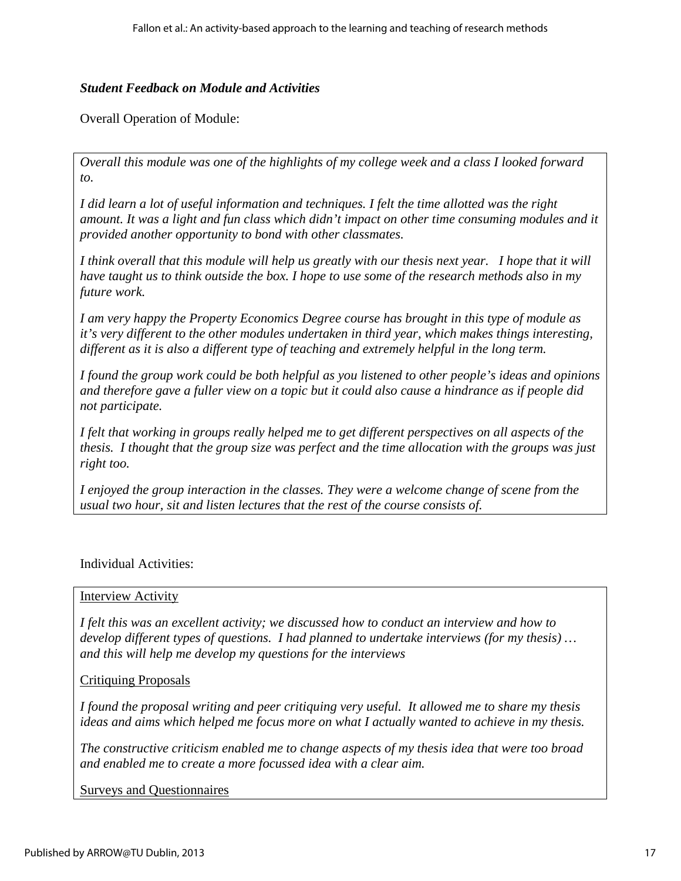***Student Feedback on Module and Activities***

Overall Operation of Module:

*Overall this module was one of the highlights of my college week and a class I looked forward to.*

*I did learn a lot of useful information and techniques. I felt the time allotted was the right amount. It was a light and fun class which didn't impact on other time consuming modules and it provided another opportunity to bond with other classmates.*

*I think overall that this module will help us greatly with our thesis next year. I hope that it will have taught us to think outside the box. I hope to use some of the research methods also in my future work.*

*I am very happy the Property Economics Degree course has brought in this type of module as it's very different to the other modules undertaken in third year, which makes things interesting, different as it is also a different type of teaching and extremely helpful in the long term.*

*I found the group work could be both helpful as you listened to other people's ideas and opinions and therefore gave a fuller view on a topic but it could also cause a hindrance as if people did not participate.*

*I felt that working in groups really helped me to get different perspectives on all aspects of the thesis. I thought that the group size was perfect and the time allocation with the groups was just right too.*

*I enjoyed the group interaction in the classes. They were a welcome change of scene from the usual two hour, sit and listen lectures that the rest of the course consists of.*

Individual Activities:

<u>Interview Activity</u>

*I felt this was an excellent activity; we discussed how to conduct an interview and how to develop different types of questions. I had planned to undertake interviews (for my thesis) … and this will help me develop my questions for the interviews*

<u>Critiquing Proposals</u>

*I found the proposal writing and peer critiquing very useful. It allowed me to share my thesis ideas and aims which helped me focus more on what I actually wanted to achieve in my thesis.*

*The constructive criticism enabled me to change aspects of my thesis idea that were too broad and enabled me to create a more focussed idea with a clear aim.*

<u>Surveys and Questionnaires</u>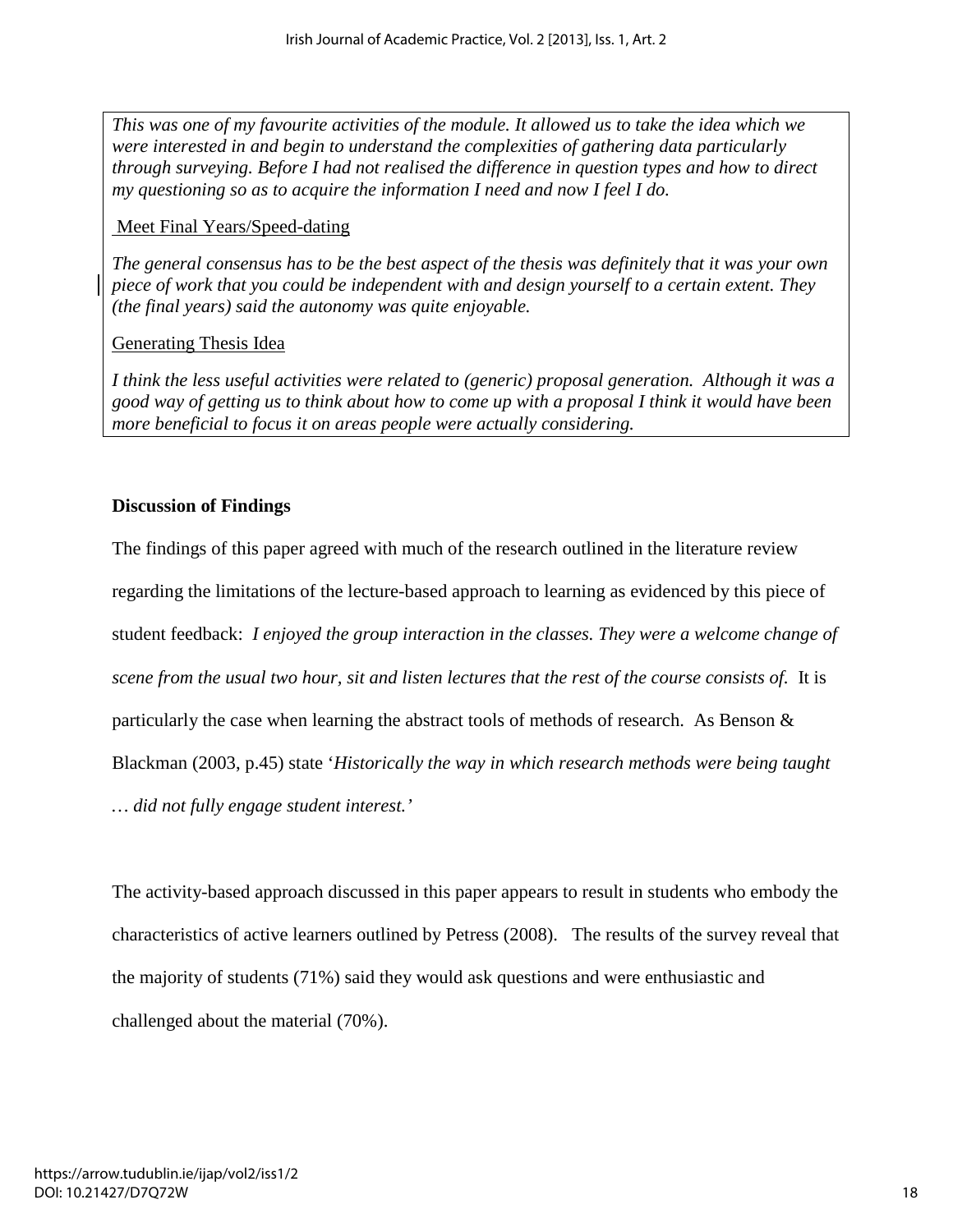*This was one of my favourite activities of the module. It allowed us to take the idea which we were interested in and begin to understand the complexities of gathering data particularly through surveying. Before I had not realised the difference in question types and how to direct my questioning so as to acquire the information I need and now I feel I do.*

Meet Final Years/Speed-dating

*The general consensus has to be the best aspect of the thesis was definitely that it was your own piece of work that you could be independent with and design yourself to a certain extent. They (the final years) said the autonomy was quite enjoyable.*

Generating Thesis Idea

*I think the less useful activities were related to (generic) proposal generation. Although it was a good way of getting us to think about how to come up with a proposal I think it would have been more beneficial to focus it on areas people were actually considering.*

**Discussion of Findings**

The findings of this paper agreed with much of the research outlined in the literature review regarding the limitations of the lecture-based approach to learning as evidenced by this piece of student feedback: *I enjoyed the group interaction in the classes. They were a welcome change of scene from the usual two hour, sit and listen lectures that the rest of the course consists of.* It is particularly the case when learning the abstract tools of methods of research. As Benson & Blackman (2003, p.45) state '*Historically the way in which research methods were being taught … did not fully engage student interest.*'

The activity-based approach discussed in this paper appears to result in students who embody the characteristics of active learners outlined by Petress (2008). The results of the survey reveal that the majority of students (71%) said they would ask questions and were enthusiastic and challenged about the material (70%).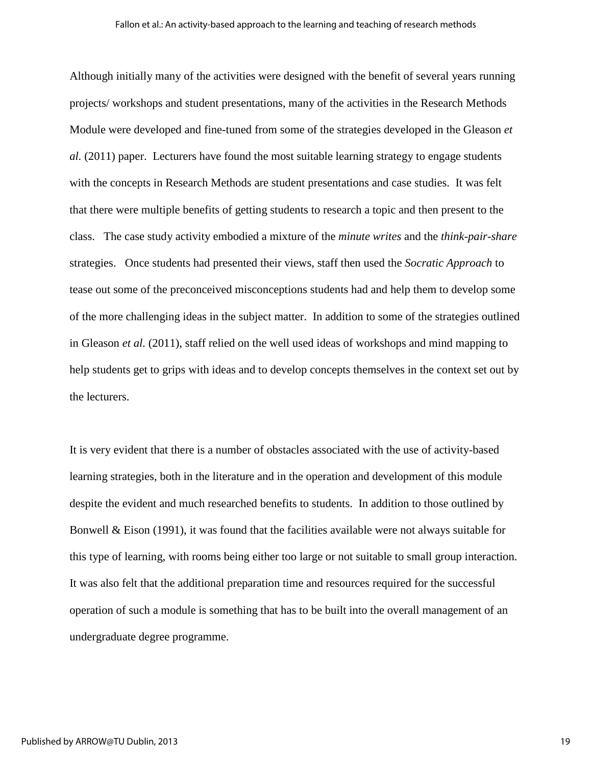Although initially many of the activities were designed with the benefit of several years running projects/ workshops and student presentations, many of the activities in the Research Methods Module were developed and fine-tuned from some of the strategies developed in the Gleason *et al.* (2011) paper. Lecturers have found the most suitable learning strategy to engage students with the concepts in Research Methods are student presentations and case studies. It was felt that there were multiple benefits of getting students to research a topic and then present to the class. The case study activity embodied a mixture of the *minute writes* and the *think-pair-share* strategies. Once students had presented their views, staff then used the *Socratic Approach* to tease out some of the preconceived misconceptions students had and help them to develop some of the more challenging ideas in the subject matter. In addition to some of the strategies outlined in Gleason *et al.* (2011), staff relied on the well used ideas of workshops and mind mapping to help students get to grips with ideas and to develop concepts themselves in the context set out by the lecturers.

It is very evident that there is a number of obstacles associated with the use of activity-based learning strategies, both in the literature and in the operation and development of this module despite the evident and much researched benefits to students. In addition to those outlined by Bonwell & Eison (1991), it was found that the facilities available were not always suitable for this type of learning, with rooms being either too large or not suitable to small group interaction. It was also felt that the additional preparation time and resources required for the successful operation of such a module is something that has to be built into the overall management of an undergraduate degree programme.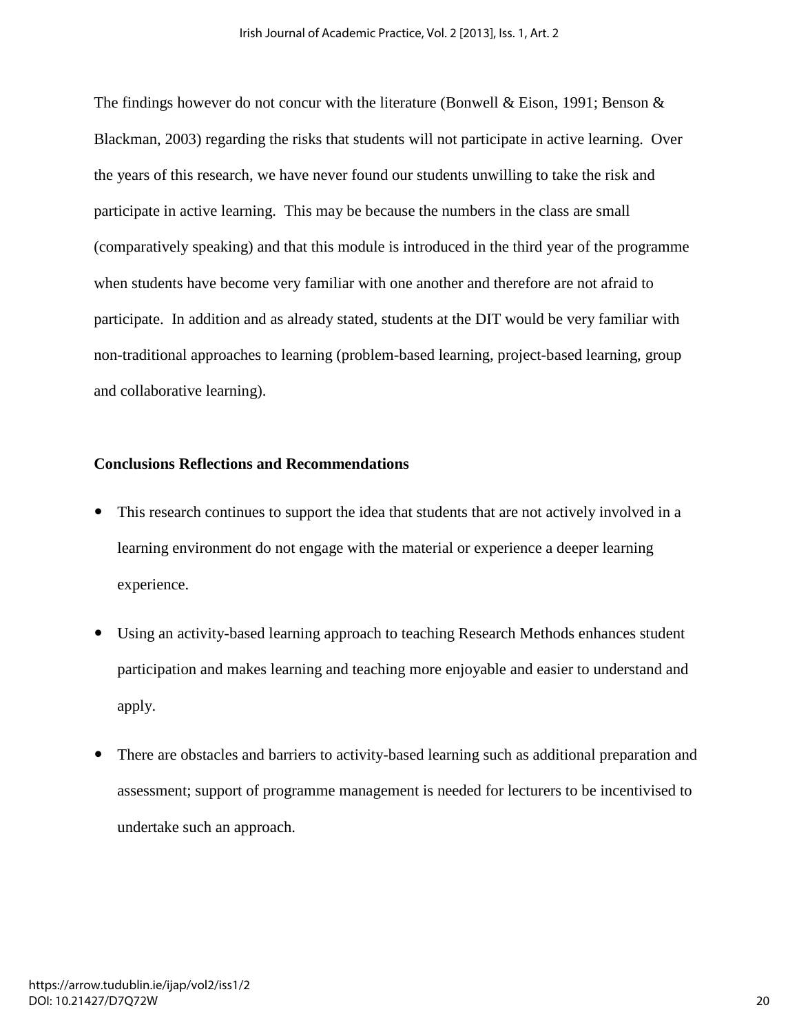The findings however do not concur with the literature (Bonwell & Eison, 1991; Benson & Blackman, 2003) regarding the risks that students will not participate in active learning. Over the years of this research, we have never found our students unwilling to take the risk and participate in active learning. This may be because the numbers in the class are small (comparatively speaking) and that this module is introduced in the third year of the programme when students have become very familiar with one another and therefore are not afraid to participate. In addition and as already stated, students at the DIT would be very familiar with non-traditional approaches to learning (problem-based learning, project-based learning, group and collaborative learning).

**Conclusions Reflections and Recommendations**

- This research continues to support the idea that students that are not actively involved in a learning environment do not engage with the material or experience a deeper learning experience.
- Using an activity-based learning approach to teaching Research Methods enhances student participation and makes learning and teaching more enjoyable and easier to understand and apply.
- There are obstacles and barriers to activity-based learning such as additional preparation and assessment; support of programme management is needed for lecturers to be incentivised to undertake such an approach.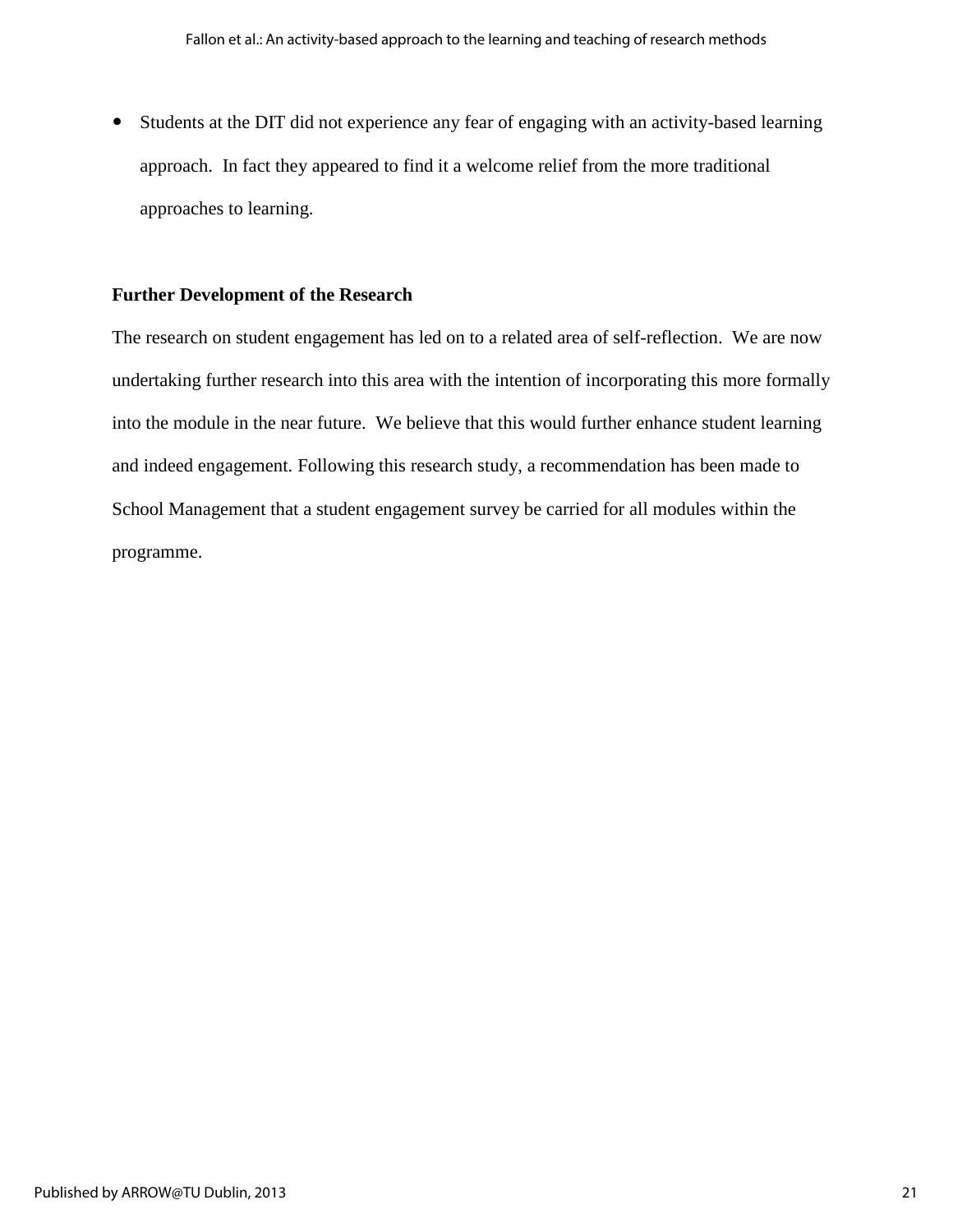- Students at the DIT did not experience any fear of engaging with an activity-based learning approach. In fact they appeared to find it a welcome relief from the more traditional approaches to learning.

**Further Development of the Research**

The research on student engagement has led on to a related area of self-reflection. We are now undertaking further research into this area with the intention of incorporating this more formally into the module in the near future. We believe that this would further enhance student learning and indeed engagement. Following this research study, a recommendation has been made to School Management that a student engagement survey be carried for all modules within the programme.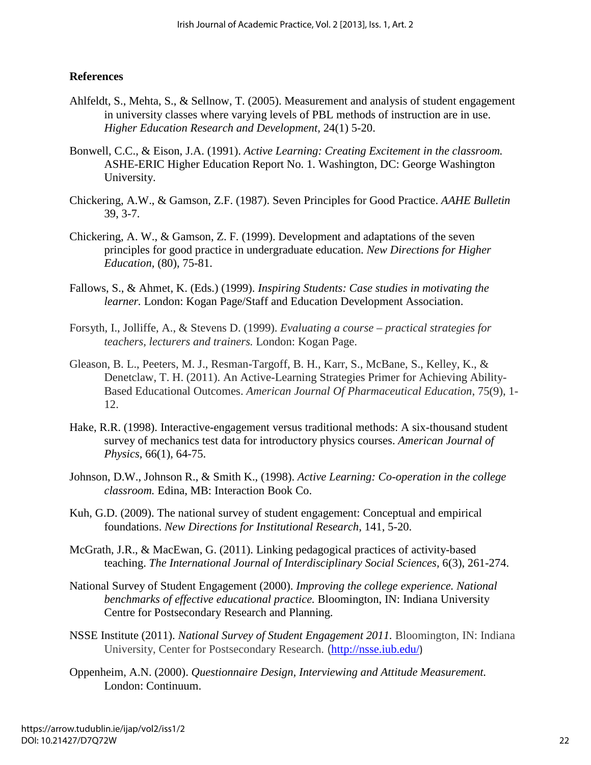**References**

Ahlfeldt, S., Mehta, S., & Sellnow, T. (2005). Measurement and analysis of student engagement in university classes where varying levels of PBL methods of instruction are in use. *Higher Education Research and Development,* 24(1) 5-20.

Bonwell, C.C., & Eison, J.A. (1991). *Active Learning: Creating Excitement in the classroom.* ASHE-ERIC Higher Education Report No. 1. Washington, DC: George Washington University.

Chickering, A.W., & Gamson, Z.F. (1987). Seven Principles for Good Practice. *AAHE Bulletin* 39, 3-7.

Chickering, A. W., & Gamson, Z. F. (1999). Development and adaptations of the seven principles for good practice in undergraduate education. *New Directions for Higher Education,* (80), 75-81.

Fallows, S., & Ahmet, K. (Eds.) (1999). *Inspiring Students: Case studies in motivating the learner.* London: Kogan Page/Staff and Education Development Association.

Forsyth, I., Jolliffe, A., & Stevens D. (1999). *Evaluating a course – practical strategies for teachers, lecturers and trainers.* London: Kogan Page.

Gleason, B. L., Peeters, M. J., Resman-Targoff, B. H., Karr, S., McBane, S., Kelley, K., & Denetclaw, T. H. (2011). An Active-Learning Strategies Primer for Achieving Ability-Based Educational Outcomes. *American Journal Of Pharmaceutical Education*, 75(9), 1-12.

Hake, R.R. (1998). Interactive-engagement versus traditional methods: A six-thousand student survey of mechanics test data for introductory physics courses. *American Journal of Physics,* 66(1), 64-75.

Johnson, D.W., Johnson R., & Smith K., (1998). *Active Learning: Co-operation in the college classroom.* Edina, MB: Interaction Book Co.

Kuh, G.D. (2009). The national survey of student engagement: Conceptual and empirical foundations. *New Directions for Institutional Research,* 141, 5-20.

McGrath, J.R., & MacEwan, G. (2011). Linking pedagogical practices of activity-based teaching. *The International Journal of Interdisciplinary Social Sciences,* 6(3), 261-274.

National Survey of Student Engagement (2000). *Improving the college experience. National benchmarks of effective educational practice.* Bloomington, IN: Indiana University Centre for Postsecondary Research and Planning.

NSSE Institute (2011). *National Survey of Student Engagement 2011.* Bloomington, IN: Indiana University, Center for Postsecondary Research. (http://nsse.iub.edu/)

Oppenheim, A.N. (2000). *Questionnaire Design, Interviewing and Attitude Measurement.* London: Continuum.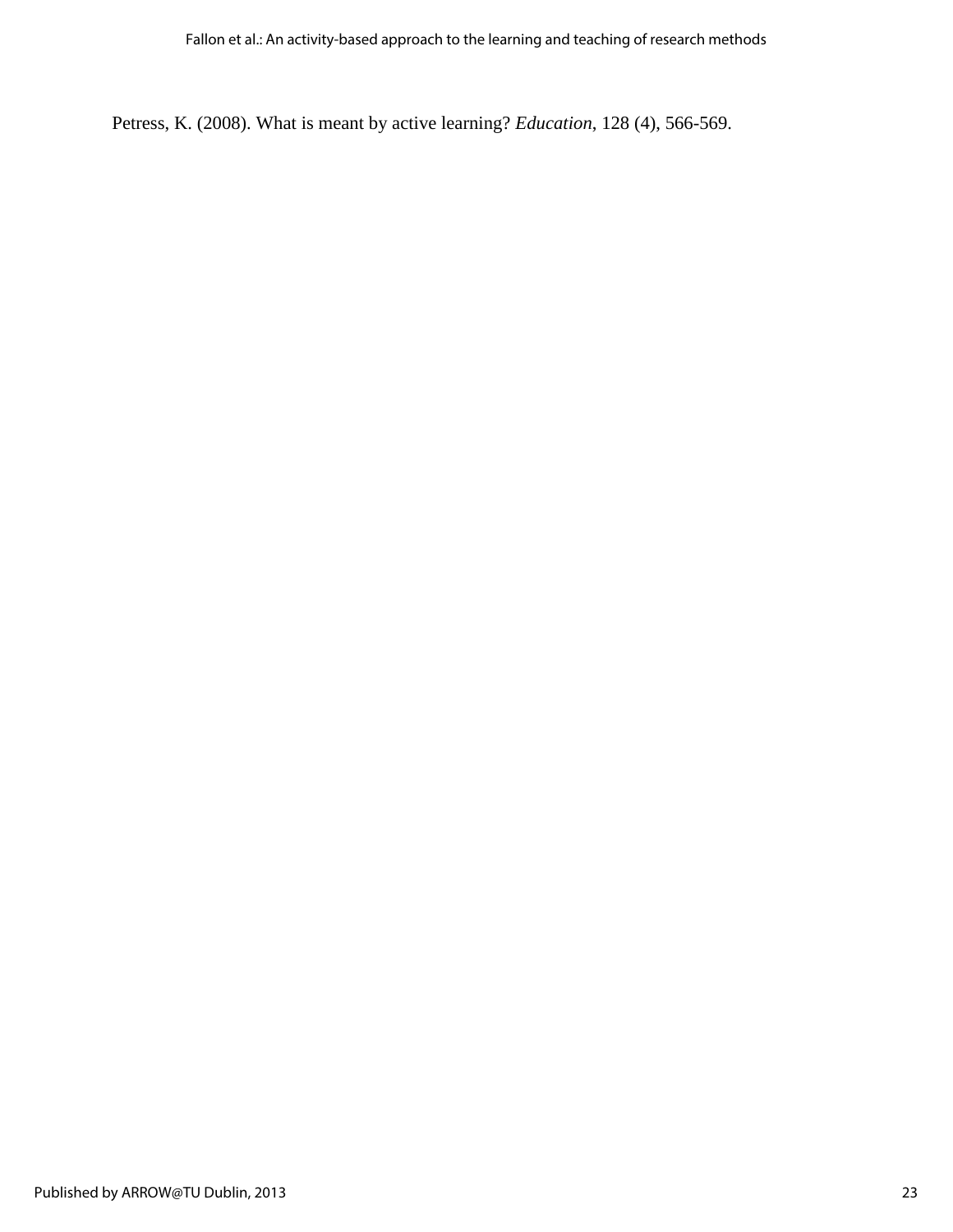Petress, K. (2008). What is meant by active learning? *Education*, 128 (4), 566-569.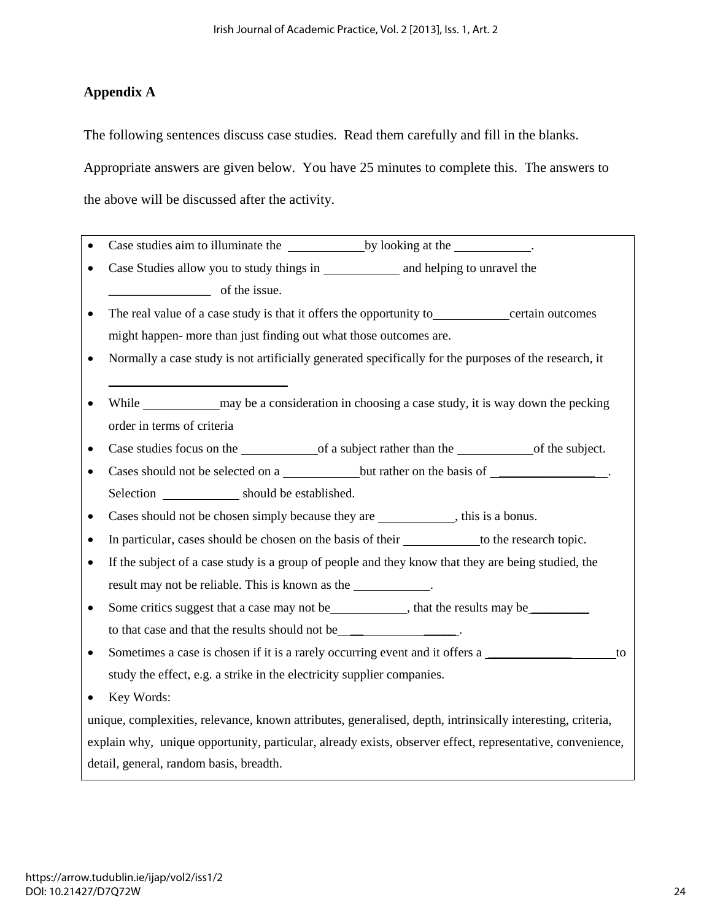## Appendix A

The following sentences discuss case studies. Read them carefully and fill in the blanks. Appropriate answers are given below. You have 25 minutes to complete this. The answers to the above will be discussed after the activity.

- Case studies aim to illuminate the ____________ by looking at the ____________.
- Case Studies allow you to study things in ____________ and helping to unravel the ________________ of the issue.
- The real value of a case study is that it offers the opportunity to ____________ certain outcomes might happen- more than just finding out what those outcomes are.
- Normally a case study is not artificially generated specifically for the purposes of the research, it ____________________________
- While ____________ may be a consideration in choosing a case study, it is way down the pecking order in terms of criteria
- Case studies focus on the ____________ of a subject rather than the ____________ of the subject.
- Cases should not be selected on a ____________ but rather on the basis of ________________. Selection ____________ should be established.
- Cases should not be chosen simply because they are ____________, this is a bonus.
- In particular, cases should be chosen on the basis of their ____________ to the research topic.
- If the subject of a case study is a group of people and they know that they are being studied, the result may not be reliable. This is known as the ____________.
- Some critics suggest that a case may not be ____________, that the results may be _________ to that case and that the results should not be ________________.
- Sometimes a case is chosen if it is a rarely occurring event and it offers a ____________________ to study the effect, e.g. a strike in the electricity supplier companies.
- Key Words:

unique, complexities, relevance, known attributes, generalised, depth, intrinsically interesting, criteria, explain why, unique opportunity, particular, already exists, observer effect, representative, convenience, detail, general, random basis, breadth.